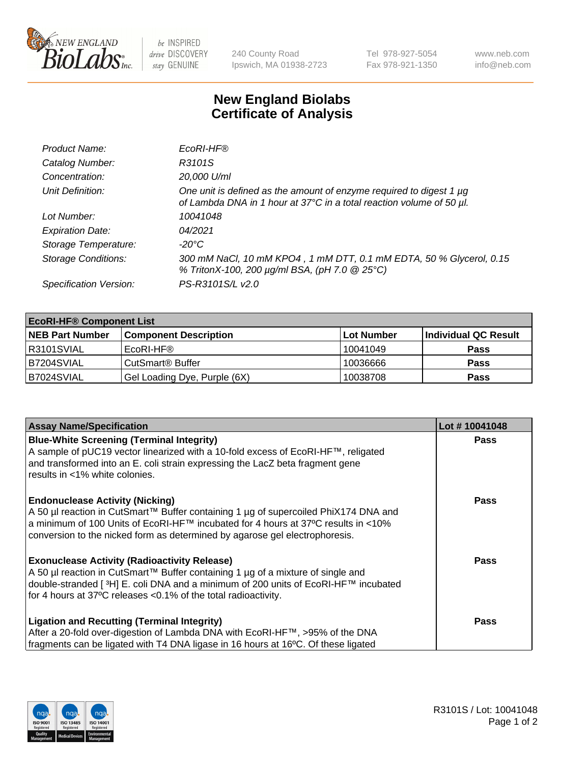240 County Road
Ipswich, MA 01938-2723

Tel 978-927-5054
Fax 978-921-1350

www.neb.com
info@neb.com

# New England Biolabs
# Certificate of Analysis

| | |
|---|---|
| *Product Name:* | *EcoRI-HF®* |
| *Catalog Number:* | *R3101S* |
| *Concentration:* | *20,000 U/ml* |
| *Unit Definition:* | *One unit is defined as the amount of enzyme required to digest 1 µg of Lambda DNA in 1 hour at 37°C in a total reaction volume of 50 µl.* |
| *Lot Number:* | *10041048* |
| *Expiration Date:* | *04/2021* |
| *Storage Temperature:* | *-20°C* |
| *Storage Conditions:* | *300 mM NaCl, 10 mM KPO4 , 1 mM DTT, 0.1 mM EDTA, 50 % Glycerol, 0.15 % TritonX-100, 200 µg/ml BSA, (pH 7.0 @ 25°C)* |
| *Specification Version:* | *PS-R3101S/L v2.0* |

| **EcoRI-HF® Component List** | | | |
|---|---|---|---|
| **NEB Part Number** | **Component Description** | **Lot Number** | **Individual QC Result** |
| R3101SVIAL | EcoRI-HF® | 10041049 | **Pass** |
| B7204SVIAL | CutSmart® Buffer | 10036666 | **Pass** |
| B7024SVIAL | Gel Loading Dye, Purple (6X) | 10038708 | **Pass** |

| **Assay Name/Specification** | **Lot # 10041048** |
|---|---|
| **Blue-White Screening (Terminal Integrity)**<br>A sample of pUC19 vector linearized with a 10-fold excess of EcoRI-HF™, religated and transformed into an E. coli strain expressing the LacZ beta fragment gene results in <1% white colonies. | **Pass** |
| **Endonuclease Activity (Nicking)**<br>A 50 µl reaction in CutSmart™ Buffer containing 1 µg of supercoiled PhiX174 DNA and a minimum of 100 Units of EcoRI-HF™ incubated for 4 hours at 37ºC results in <10% conversion to the nicked form as determined by agarose gel electrophoresis. | **Pass** |
| **Exonuclease Activity (Radioactivity Release)**<br>A 50 µl reaction in CutSmart™ Buffer containing 1 µg of a mixture of single and double-stranded [ $^{3}$H] E. coli DNA and a minimum of 200 units of EcoRI-HF™ incubated for 4 hours at 37ºC releases <0.1% of the total radioactivity. | **Pass** |
| **Ligation and Recutting (Terminal Integrity)**<br>After a 20-fold over-digestion of Lambda DNA with EcoRI-HF™, >95% of the DNA fragments can be ligated with T4 DNA ligase in 16 hours at 16ºC. Of these ligated | **Pass** |

R3101S / Lot: 10041048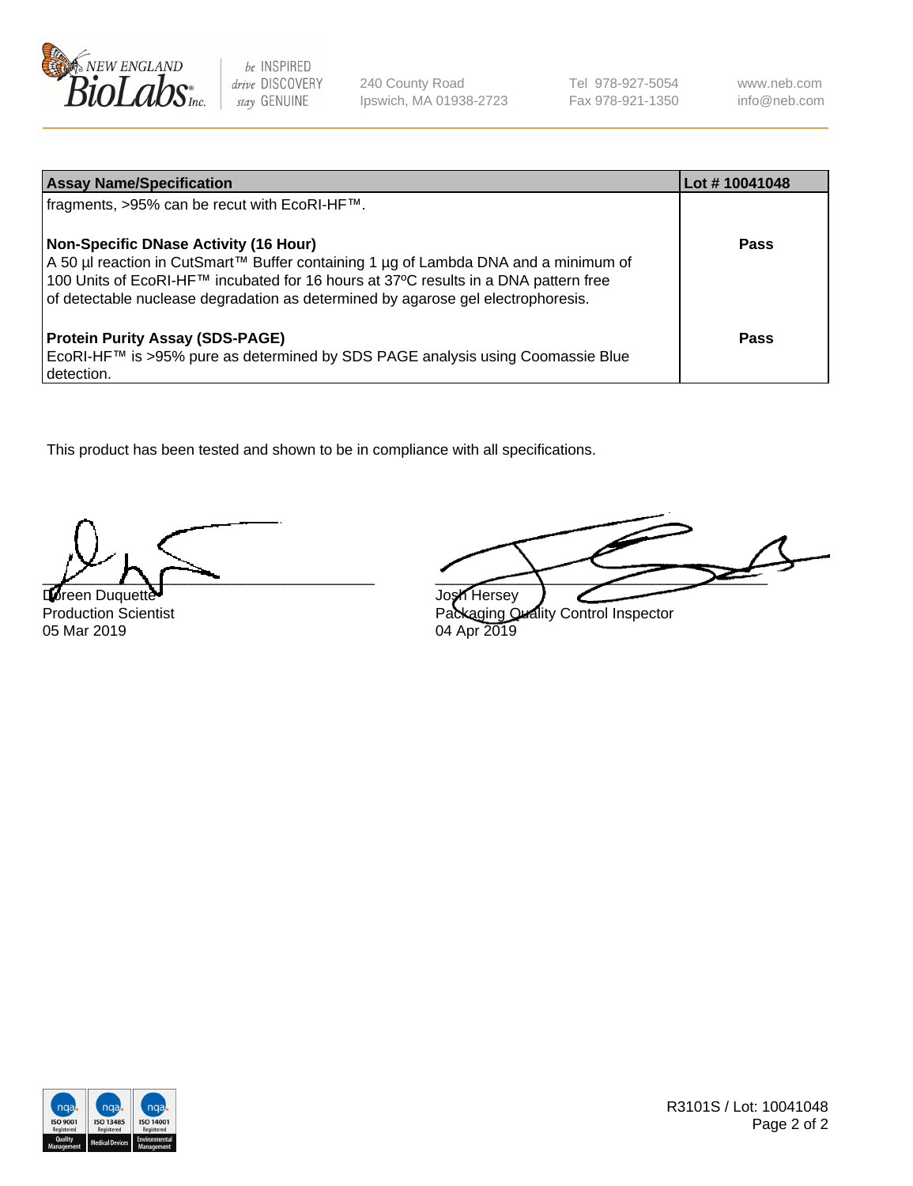| Assay Name/Specification | Lot # 10041048 |
| --- | --- |
| fragments, >95% can be recut with EcoRI-HF™. | |
| **Non-Specific DNase Activity (16 Hour)**<br>A 50 µl reaction in CutSmart™ Buffer containing 1 µg of Lambda DNA and a minimum of 100 Units of EcoRI-HF™ incubated for 16 hours at 37ºC results in a DNA pattern free of detectable nuclease degradation as determined by agarose gel electrophoresis. | **Pass** |
| **Protein Purity Assay (SDS-PAGE)**<br>EcoRI-HF™ is >95% pure as determined by SDS PAGE analysis using Coomassie Blue detection. | **Pass** |

This product has been tested and shown to be in compliance with all specifications.

Doreen Duquette
Production Scientist
05 Mar 2019

Josh Hersey
Packaging Quality Control Inspector
04 Apr 2019

R3101S / Lot: 10041048